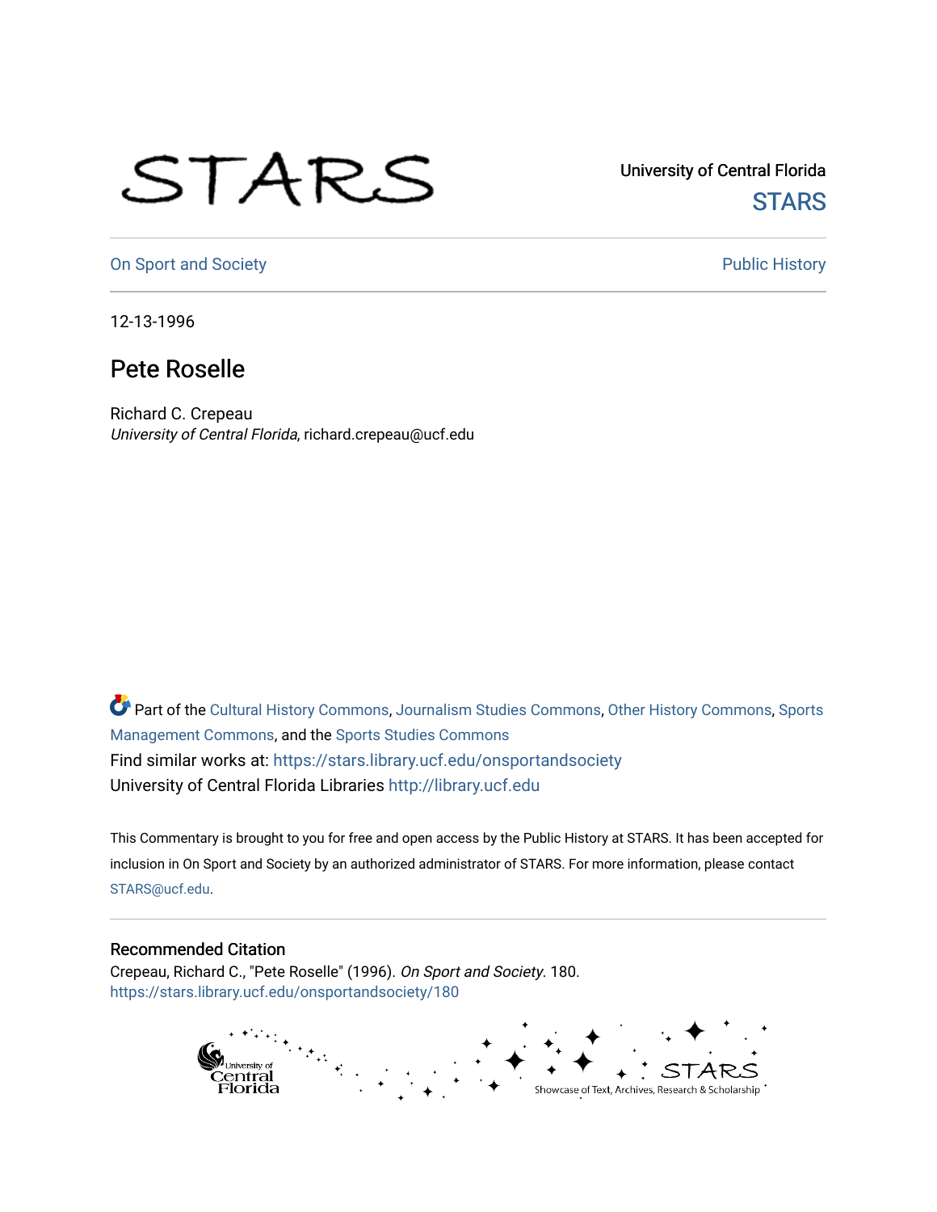University of Central Florida

STARS

On Sport and Society

Public History

12-13-1996

# Pete Roselle

Richard C. Crepeau
*University of Central Florida*, richard.crepeau@ucf.edu

Part of the Cultural History Commons, Journalism Studies Commons, Other History Commons, Sports Management Commons, and the Sports Studies Commons
Find similar works at: https://stars.library.ucf.edu/onsportandsociety
University of Central Florida Libraries http://library.ucf.edu

This Commentary is brought to you for free and open access by the Public History at STARS. It has been accepted for inclusion in On Sport and Society by an authorized administrator of STARS. For more information, please contact STARS@ucf.edu.

## Recommended Citation

Crepeau, Richard C., "Pete Roselle" (1996). *On Sport and Society*. 180.
https://stars.library.ucf.edu/onsportandsociety/180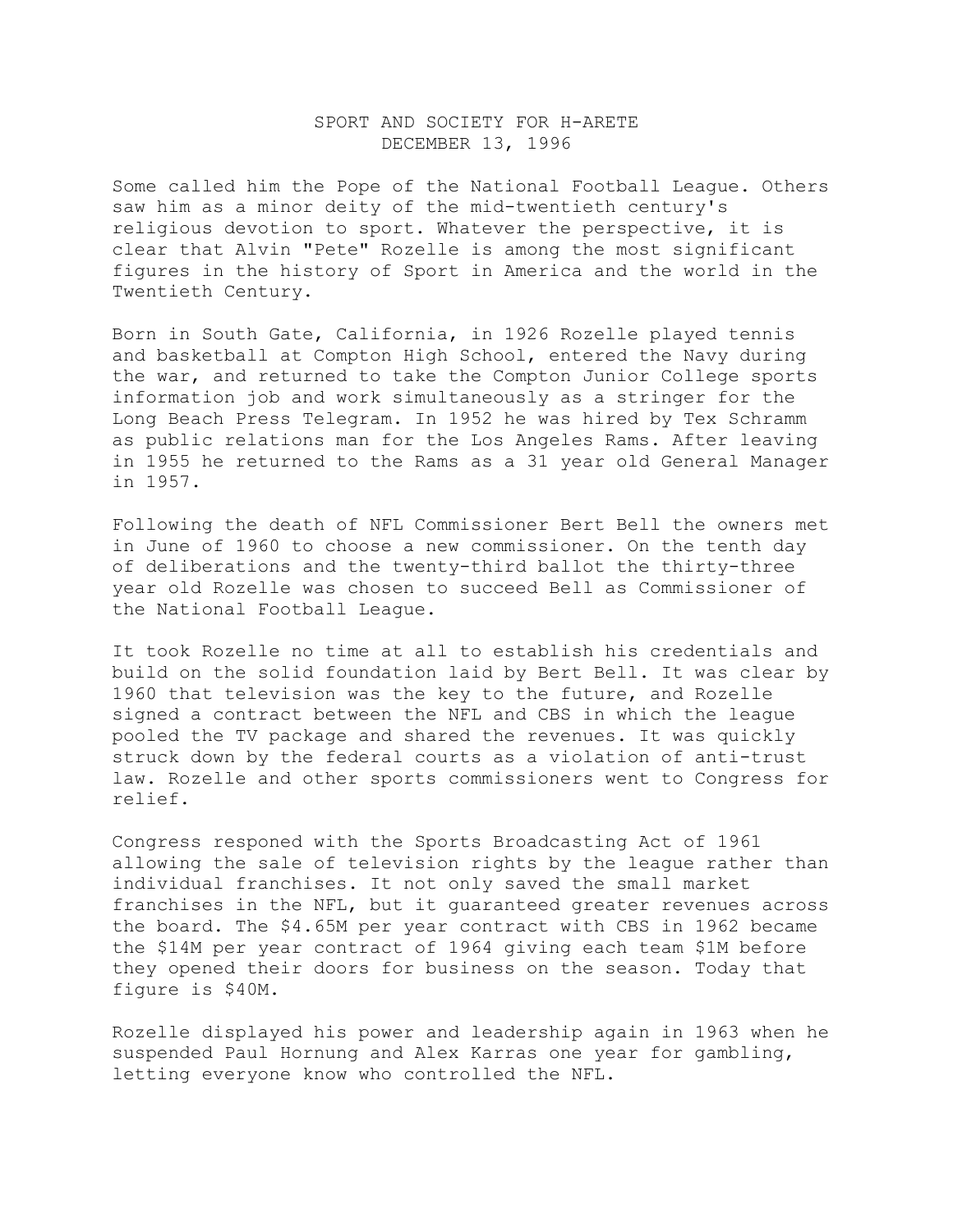SPORT AND SOCIETY FOR H-ARETE
DECEMBER 13, 1996

Some called him the Pope of the National Football League. Others saw him as a minor deity of the mid-twentieth century's religious devotion to sport. Whatever the perspective, it is clear that Alvin "Pete" Rozelle is among the most significant figures in the history of Sport in America and the world in the Twentieth Century.

Born in South Gate, California, in 1926 Rozelle played tennis and basketball at Compton High School, entered the Navy during the war, and returned to take the Compton Junior College sports information job and work simultaneously as a stringer for the Long Beach Press Telegram. In 1952 he was hired by Tex Schramm as public relations man for the Los Angeles Rams. After leaving in 1955 he returned to the Rams as a 31 year old General Manager in 1957.

Following the death of NFL Commissioner Bert Bell the owners met in June of 1960 to choose a new commissioner. On the tenth day of deliberations and the twenty-third ballot the thirty-three year old Rozelle was chosen to succeed Bell as Commissioner of the National Football League.

It took Rozelle no time at all to establish his credentials and build on the solid foundation laid by Bert Bell. It was clear by 1960 that television was the key to the future, and Rozelle signed a contract between the NFL and CBS in which the league pooled the TV package and shared the revenues. It was quickly struck down by the federal courts as a violation of anti-trust law. Rozelle and other sports commissioners went to Congress for relief.

Congress responded with the Sports Broadcasting Act of 1961 allowing the sale of television rights by the league rather than individual franchises. It not only saved the small market franchises in the NFL, but it guaranteed greater revenues across the board. The $4.65M per year contract with CBS in 1962 became the $14M per year contract of 1964 giving each team $1M before they opened their doors for business on the season. Today that figure is $40M.

Rozelle displayed his power and leadership again in 1963 when he suspended Paul Hornung and Alex Karras one year for gambling, letting everyone know who controlled the NFL.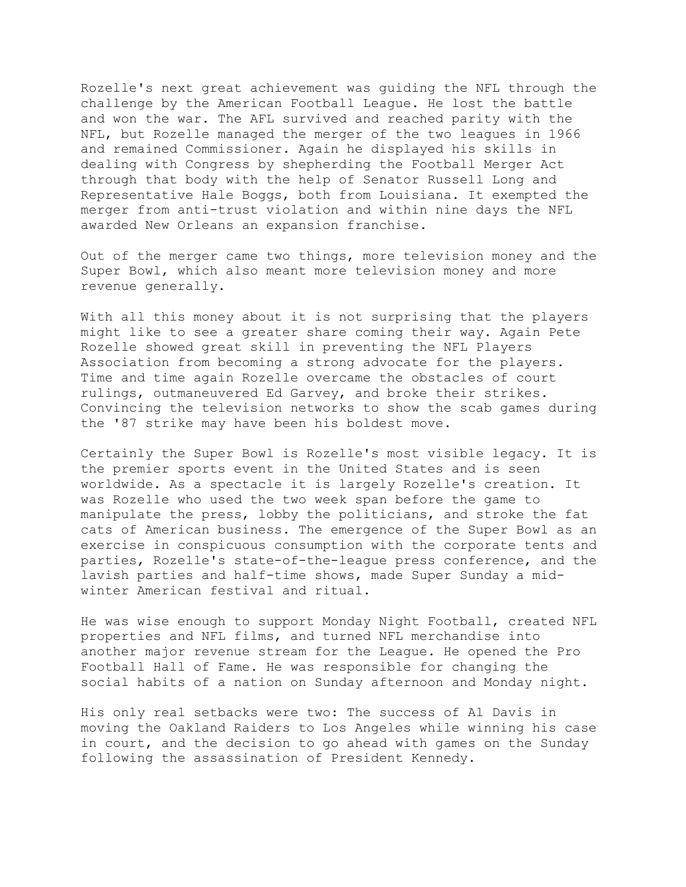Rozelle's next great achievement was guiding the NFL through the challenge by the American Football League. He lost the battle and won the war. The AFL survived and reached parity with the NFL, but Rozelle managed the merger of the two leagues in 1966 and remained Commissioner. Again he displayed his skills in dealing with Congress by shepherding the Football Merger Act through that body with the help of Senator Russell Long and Representative Hale Boggs, both from Louisiana. It exempted the merger from anti-trust violation and within nine days the NFL awarded New Orleans an expansion franchise.

Out of the merger came two things, more television money and the Super Bowl, which also meant more television money and more revenue generally.

With all this money about it is not surprising that the players might like to see a greater share coming their way. Again Pete Rozelle showed great skill in preventing the NFL Players Association from becoming a strong advocate for the players. Time and time again Rozelle overcame the obstacles of court rulings, outmaneuvered Ed Garvey, and broke their strikes. Convincing the television networks to show the scab games during the '87 strike may have been his boldest move.

Certainly the Super Bowl is Rozelle's most visible legacy. It is the premier sports event in the United States and is seen worldwide. As a spectacle it is largely Rozelle's creation. It was Rozelle who used the two week span before the game to manipulate the press, lobby the politicians, and stroke the fat cats of American business. The emergence of the Super Bowl as an exercise in conspicuous consumption with the corporate tents and parties, Rozelle's state-of-the-league press conference, and the lavish parties and half-time shows, made Super Sunday a mid-winter American festival and ritual.

He was wise enough to support Monday Night Football, created NFL properties and NFL films, and turned NFL merchandise into another major revenue stream for the League. He opened the Pro Football Hall of Fame. He was responsible for changing the social habits of a nation on Sunday afternoon and Monday night.

His only real setbacks were two: The success of Al Davis in moving the Oakland Raiders to Los Angeles while winning his case in court, and the decision to go ahead with games on the Sunday following the assassination of President Kennedy.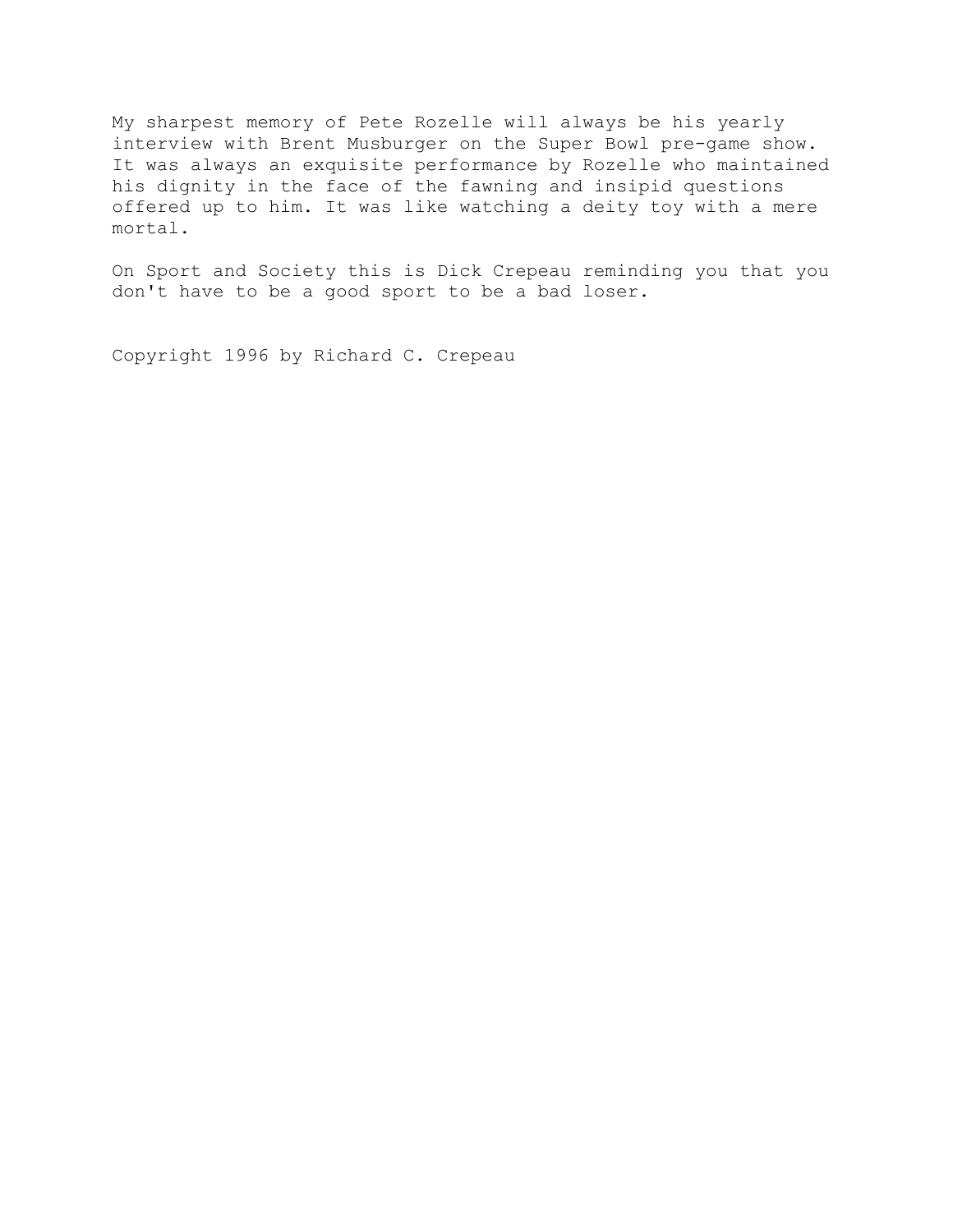My sharpest memory of Pete Rozelle will always be his yearly interview with Brent Musburger on the Super Bowl pre-game show. It was always an exquisite performance by Rozelle who maintained his dignity in the face of the fawning and insipid questions offered up to him. It was like watching a deity toy with a mere mortal.

On Sport and Society this is Dick Crepeau reminding you that you don't have to be a good sport to be a bad loser.

Copyright 1996 by Richard C. Crepeau